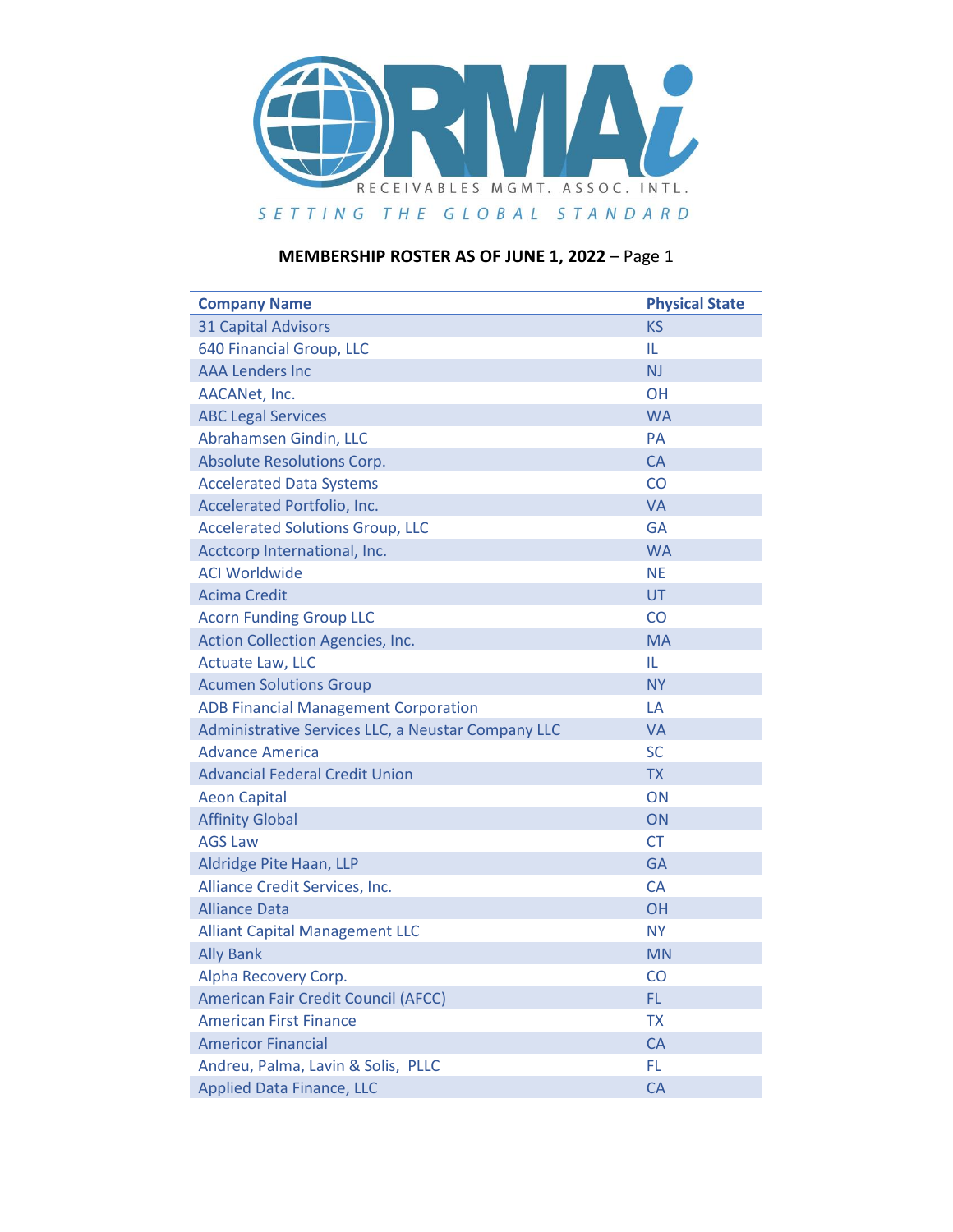RMAi

RECEIVABLES MGMT. ASSOC. INTL.

SETTING THE GLOBAL STANDARD

**MEMBERSHIP ROSTER AS OF JUNE 1, 2022** – Page 1

| Company Name | Physical State |
|---|---|
| 31 Capital Advisors | KS |
| 640 Financial Group, LLC | IL |
| AAA Lenders Inc | NJ |
| AACANet, Inc. | OH |
| ABC Legal Services | WA |
| Abrahamsen Gindin, LLC | PA |
| Absolute Resolutions Corp. | CA |
| Accelerated Data Systems | CO |
| Accelerated Portfolio, Inc. | VA |
| Accelerated Solutions Group, LLC | GA |
| Acctcorp International, Inc. | WA |
| ACI Worldwide | NE |
| Acima Credit | UT |
| Acorn Funding Group LLC | CO |
| Action Collection Agencies, Inc. | MA |
| Actuate Law, LLC | IL |
| Acumen Solutions Group | NY |
| ADB Financial Management Corporation | LA |
| Administrative Services LLC, a Neustar Company LLC | VA |
| Advance America | SC |
| Advancial Federal Credit Union | TX |
| Aeon Capital | ON |
| Affinity Global | ON |
| AGS Law | CT |
| Aldridge Pite Haan, LLP | GA |
| Alliance Credit Services, Inc. | CA |
| Alliance Data | OH |
| Alliant Capital Management LLC | NY |
| Ally Bank | MN |
| Alpha Recovery Corp. | CO |
| American Fair Credit Council (AFCC) | FL |
| American First Finance | TX |
| Americor Financial | CA |
| Andreu, Palma, Lavin & Solis, PLLC | FL |
| Applied Data Finance, LLC | CA |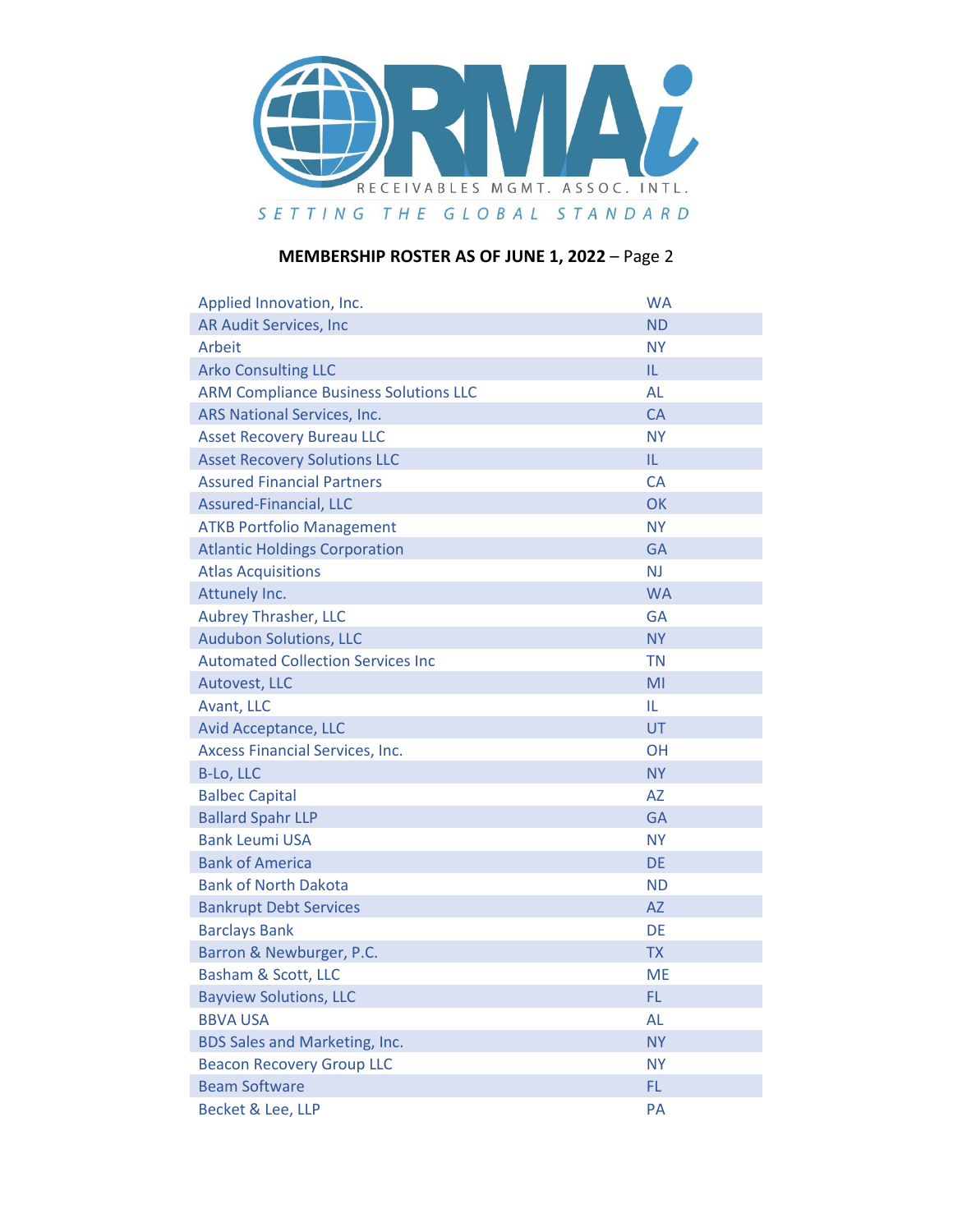RMAi
RECEIVABLES MGMT. ASSOC. INTL.
SETTING THE GLOBAL STANDARD

**MEMBERSHIP ROSTER AS OF JUNE 1, 2022** – Page 2

| | |
|---|---|
| Applied Innovation, Inc. | WA |
| AR Audit Services, Inc | ND |
| Arbeit | NY |
| Arko Consulting LLC | IL |
| ARM Compliance Business Solutions LLC | AL |
| ARS National Services, Inc. | CA |
| Asset Recovery Bureau LLC | NY |
| Asset Recovery Solutions LLC | IL |
| Assured Financial Partners | CA |
| Assured-Financial, LLC | OK |
| ATKB Portfolio Management | NY |
| Atlantic Holdings Corporation | GA |
| Atlas Acquisitions | NJ |
| Attunely Inc. | WA |
| Aubrey Thrasher, LLC | GA |
| Audubon Solutions, LLC | NY |
| Automated Collection Services Inc | TN |
| Autovest, LLC | MI |
| Avant, LLC | IL |
| Avid Acceptance, LLC | UT |
| Axcess Financial Services, Inc. | OH |
| B-Lo, LLC | NY |
| Balbec Capital | AZ |
| Ballard Spahr LLP | GA |
| Bank Leumi USA | NY |
| Bank of America | DE |
| Bank of North Dakota | ND |
| Bankrupt Debt Services | AZ |
| Barclays Bank | DE |
| Barron & Newburger, P.C. | TX |
| Basham & Scott, LLC | ME |
| Bayview Solutions, LLC | FL |
| BBVA USA | AL |
| BDS Sales and Marketing, Inc. | NY |
| Beacon Recovery Group LLC | NY |
| Beam Software | FL |
| Becket & Lee, LLP | PA |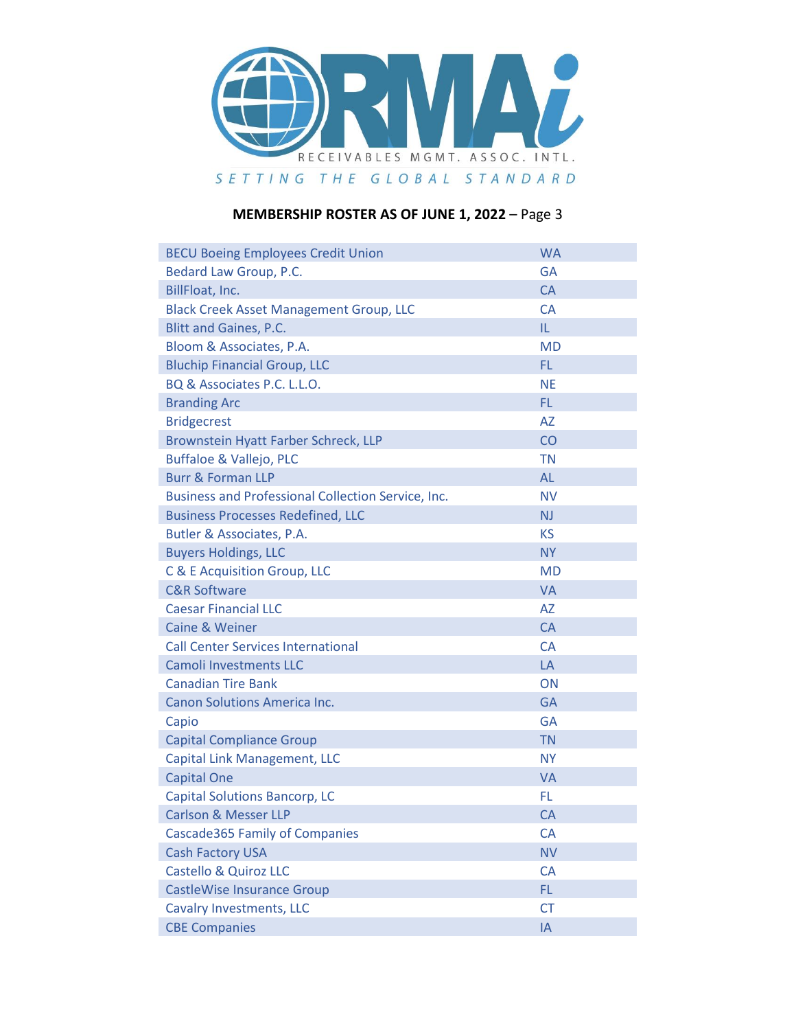RMAi
RECEIVABLES MGMT. ASSOC. INTL.
SETTING THE GLOBAL STANDARD

**MEMBERSHIP ROSTER AS OF JUNE 1, 2022** – Page 3

| | |
|---|---|
| BECU Boeing Employees Credit Union | WA |
| Bedard Law Group, P.C. | GA |
| BillFloat, Inc. | CA |
| Black Creek Asset Management Group, LLC | CA |
| Blitt and Gaines, P.C. | IL |
| Bloom & Associates, P.A. | MD |
| Bluchip Financial Group, LLC | FL |
| BQ & Associates P.C. L.L.O. | NE |
| Branding Arc | FL |
| Bridgecrest | AZ |
| Brownstein Hyatt Farber Schreck, LLP | CO |
| Buffaloe & Vallejo, PLC | TN |
| Burr & Forman LLP | AL |
| Business and Professional Collection Service, Inc. | NV |
| Business Processes Redefined, LLC | NJ |
| Butler & Associates, P.A. | KS |
| Buyers Holdings, LLC | NY |
| C & E Acquisition Group, LLC | MD |
| C&R Software | VA |
| Caesar Financial LLC | AZ |
| Caine & Weiner | CA |
| Call Center Services International | CA |
| Camoli Investments LLC | LA |
| Canadian Tire Bank | ON |
| Canon Solutions America Inc. | GA |
| Capio | GA |
| Capital Compliance Group | TN |
| Capital Link Management, LLC | NY |
| Capital One | VA |
| Capital Solutions Bancorp, LC | FL |
| Carlson & Messer LLP | CA |
| Cascade365 Family of Companies | CA |
| Cash Factory USA | NV |
| Castello & Quiroz LLC | CA |
| CastleWise Insurance Group | FL |
| Cavalry Investments, LLC | CT |
| CBE Companies | IA |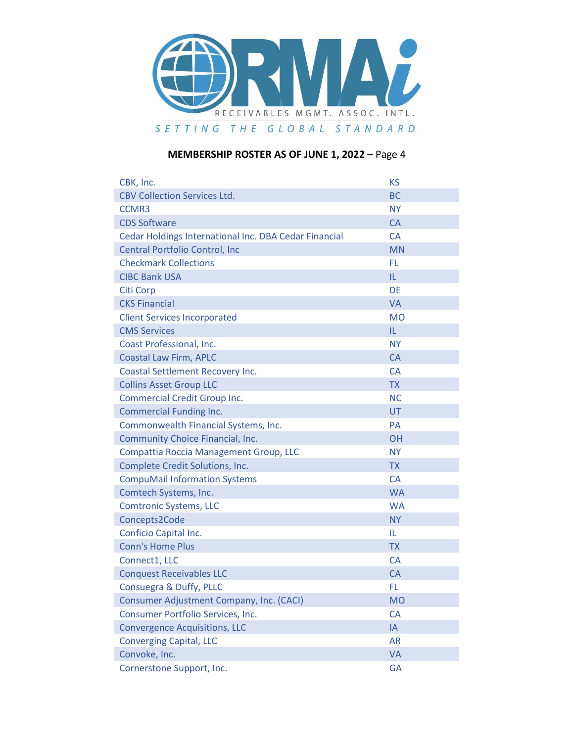RECEIVABLES MGMT. ASSOC. INTL.

SETTING THE GLOBAL STANDARD

**MEMBERSHIP ROSTER AS OF JUNE 1, 2022** – Page 4

| | |
|---|---|
| CBK, Inc. | KS |
| CBV Collection Services Ltd. | BC |
| CCMR3 | NY |
| CDS Software | CA |
| Cedar Holdings International Inc. DBA Cedar Financial | CA |
| Central Portfolio Control, Inc | MN |
| Checkmark Collections | FL |
| CIBC Bank USA | IL |
| Citi Corp | DE |
| CKS Financial | VA |
| Client Services Incorporated | MO |
| CMS Services | IL |
| Coast Professional, Inc. | NY |
| Coastal Law Firm, APLC | CA |
| Coastal Settlement Recovery Inc. | CA |
| Collins Asset Group LLC | TX |
| Commercial Credit Group Inc. | NC |
| Commercial Funding Inc. | UT |
| Commonwealth Financial Systems, Inc. | PA |
| Community Choice Financial, Inc. | OH |
| Compattia Roccia Management Group, LLC | NY |
| Complete Credit Solutions, Inc. | TX |
| CompuMail Information Systems | CA |
| Comtech Systems, Inc. | WA |
| Comtronic Systems, LLC | WA |
| Concepts2Code | NY |
| Conficio Capital Inc. | IL |
| Conn's Home Plus | TX |
| Connect1, LLC | CA |
| Conquest Receivables LLC | CA |
| Consuegra & Duffy, PLLC | FL |
| Consumer Adjustment Company, Inc. (CACI) | MO |
| Consumer Portfolio Services, Inc. | CA |
| Convergence Acquisitions, LLC | IA |
| Converging Capital, LLC | AR |
| Convoke, Inc. | VA |
| Cornerstone Support, Inc. | GA |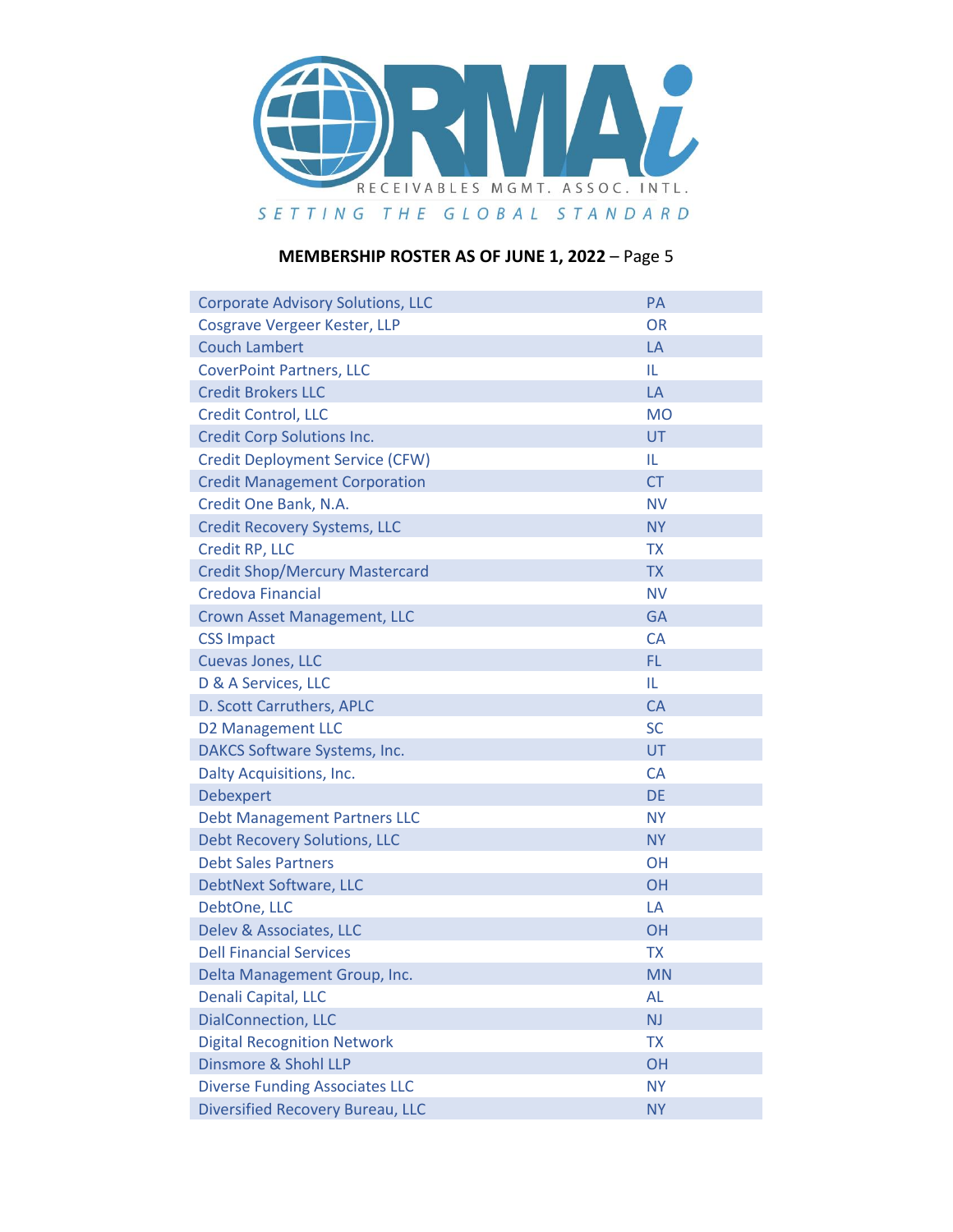**MEMBERSHIP ROSTER AS OF JUNE 1, 2022** – Page 5

| | |
|---|---|
| Corporate Advisory Solutions, LLC | PA |
| Cosgrave Vergeer Kester, LLP | OR |
| Couch Lambert | LA |
| CoverPoint Partners, LLC | IL |
| Credit Brokers LLC | LA |
| Credit Control, LLC | MO |
| Credit Corp Solutions Inc. | UT |
| Credit Deployment Service (CFW) | IL |
| Credit Management Corporation | CT |
| Credit One Bank, N.A. | NV |
| Credit Recovery Systems, LLC | NY |
| Credit RP, LLC | TX |
| Credit Shop/Mercury Mastercard | TX |
| Credova Financial | NV |
| Crown Asset Management, LLC | GA |
| CSS Impact | CA |
| Cuevas Jones, LLC | FL |
| D & A Services, LLC | IL |
| D. Scott Carruthers, APLC | CA |
| D2 Management LLC | SC |
| DAKCS Software Systems, Inc. | UT |
| Dalty Acquisitions, Inc. | CA |
| Debexpert | DE |
| Debt Management Partners LLC | NY |
| Debt Recovery Solutions, LLC | NY |
| Debt Sales Partners | OH |
| DebtNext Software, LLC | OH |
| DebtOne, LLC | LA |
| Delev & Associates, LLC | OH |
| Dell Financial Services | TX |
| Delta Management Group, Inc. | MN |
| Denali Capital, LLC | AL |
| DialConnection, LLC | NJ |
| Digital Recognition Network | TX |
| Dinsmore & Shohl LLP | OH |
| Diverse Funding Associates LLC | NY |
| Diversified Recovery Bureau, LLC | NY |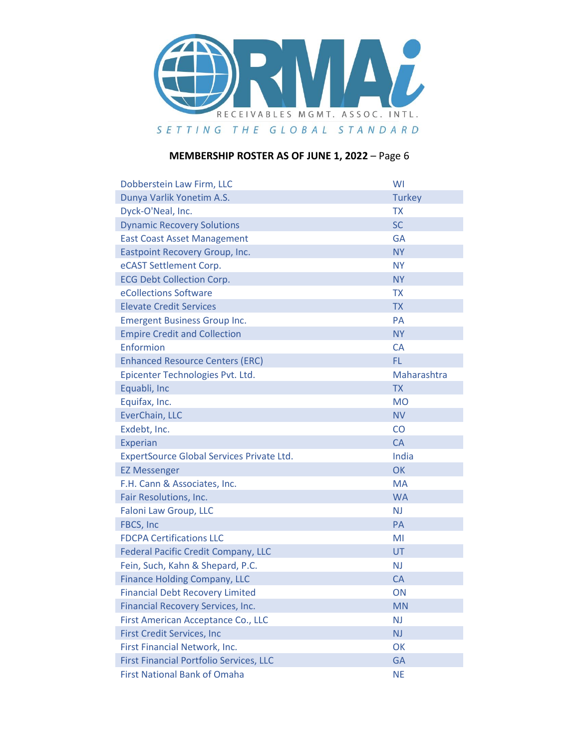**MEMBERSHIP ROSTER AS OF JUNE 1, 2022** – Page 6

| | |
|---|---|
| Dobberstein Law Firm, LLC | WI |
| Dunya Varlik Yonetim A.S. | Turkey |
| Dyck-O'Neal, Inc. | TX |
| Dynamic Recovery Solutions | SC |
| East Coast Asset Management | GA |
| Eastpoint Recovery Group, Inc. | NY |
| eCAST Settlement Corp. | NY |
| ECG Debt Collection Corp. | NY |
| eCollections Software | TX |
| Elevate Credit Services | TX |
| Emergent Business Group Inc. | PA |
| Empire Credit and Collection | NY |
| Enformion | CA |
| Enhanced Resource Centers (ERC) | FL |
| Epicenter Technologies Pvt. Ltd. | Maharashtra |
| Equabli, Inc | TX |
| Equifax, Inc. | MO |
| EverChain, LLC | NV |
| Exdebt, Inc. | CO |
| Experian | CA |
| ExpertSource Global Services Private Ltd. | India |
| EZ Messenger | OK |
| F.H. Cann & Associates, Inc. | MA |
| Fair Resolutions, Inc. | WA |
| Faloni Law Group, LLC | NJ |
| FBCS, Inc | PA |
| FDCPA Certifications LLC | MI |
| Federal Pacific Credit Company, LLC | UT |
| Fein, Such, Kahn & Shepard, P.C. | NJ |
| Finance Holding Company, LLC | CA |
| Financial Debt Recovery Limited | ON |
| Financial Recovery Services, Inc. | MN |
| First American Acceptance Co., LLC | NJ |
| First Credit Services, Inc | NJ |
| First Financial Network, Inc. | OK |
| First Financial Portfolio Services, LLC | GA |
| First National Bank of Omaha | NE |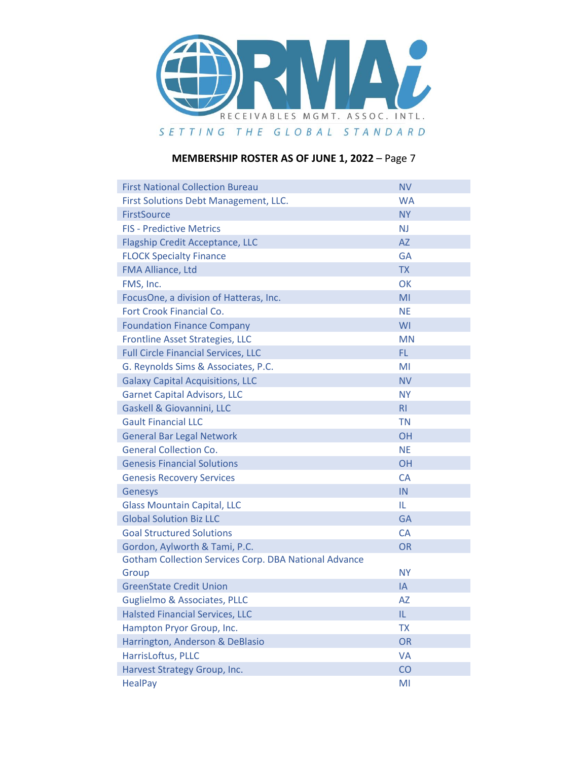RECEIVABLES MGMT. ASSOC. INTL.

SETTING THE GLOBAL STANDARD

**MEMBERSHIP ROSTER AS OF JUNE 1, 2022** – Page 7

| | |
|---|---|
| First National Collection Bureau | NV |
| First Solutions Debt Management, LLC. | WA |
| FirstSource | NY |
| FIS - Predictive Metrics | NJ |
| Flagship Credit Acceptance, LLC | AZ |
| FLOCK Specialty Finance | GA |
| FMA Alliance, Ltd | TX |
| FMS, Inc. | OK |
| FocusOne, a division of Hatteras, Inc. | MI |
| Fort Crook Financial Co. | NE |
| Foundation Finance Company | WI |
| Frontline Asset Strategies, LLC | MN |
| Full Circle Financial Services, LLC | FL |
| G. Reynolds Sims & Associates, P.C. | MI |
| Galaxy Capital Acquisitions, LLC | NV |
| Garnet Capital Advisors, LLC | NY |
| Gaskell & Giovannini, LLC | RI |
| Gault Financial LLC | TN |
| General Bar Legal Network | OH |
| General Collection Co. | NE |
| Genesis Financial Solutions | OH |
| Genesis Recovery Services | CA |
| Genesys | IN |
| Glass Mountain Capital, LLC | IL |
| Global Solution Biz LLC | GA |
| Goal Structured Solutions | CA |
| Gordon, Aylworth & Tami, P.C. | OR |
| Gotham Collection Services Corp. DBA National Advance Group | NY |
| GreenState Credit Union | IA |
| Guglielmo & Associates, PLLC | AZ |
| Halsted Financial Services, LLC | IL |
| Hampton Pryor Group, Inc. | TX |
| Harrington, Anderson & DeBlasio | OR |
| HarrisLoftus, PLLC | VA |
| Harvest Strategy Group, Inc. | CO |
| HealPay | MI |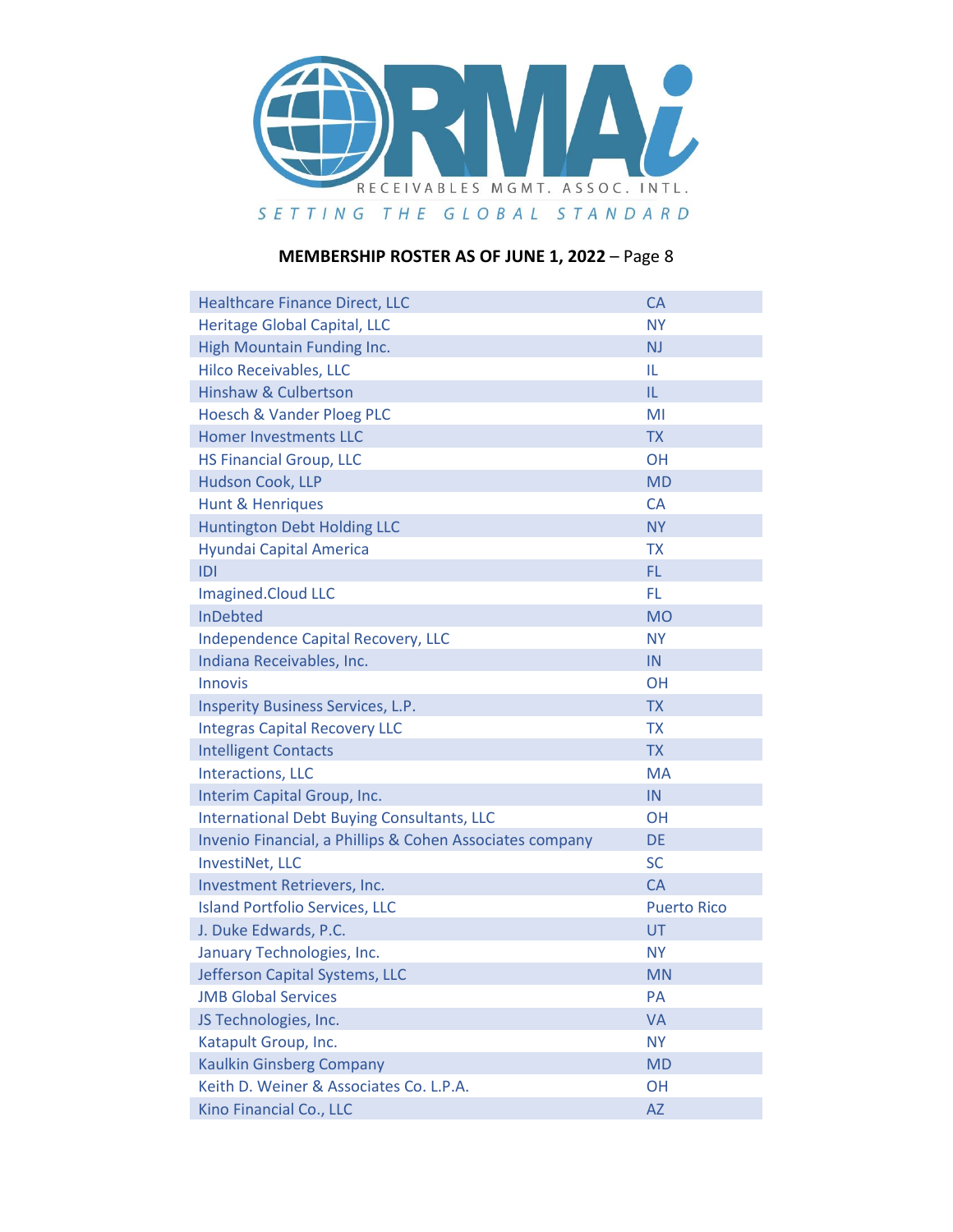**MEMBERSHIP ROSTER AS OF JUNE 1, 2022** – Page 8

| | |
|---|---|
| Healthcare Finance Direct, LLC | CA |
| Heritage Global Capital, LLC | NY |
| High Mountain Funding Inc. | NJ |
| Hilco Receivables, LLC | IL |
| Hinshaw & Culbertson | IL |
| Hoesch & Vander Ploeg PLC | MI |
| Homer Investments LLC | TX |
| HS Financial Group, LLC | OH |
| Hudson Cook, LLP | MD |
| Hunt & Henriques | CA |
| Huntington Debt Holding LLC | NY |
| Hyundai Capital America | TX |
| IDI | FL |
| Imagined.Cloud LLC | FL |
| InDebted | MO |
| Independence Capital Recovery, LLC | NY |
| Indiana Receivables, Inc. | IN |
| Innovis | OH |
| Insperity Business Services, L.P. | TX |
| Integras Capital Recovery LLC | TX |
| Intelligent Contacts | TX |
| Interactions, LLC | MA |
| Interim Capital Group, Inc. | IN |
| International Debt Buying Consultants, LLC | OH |
| Invenio Financial, a Phillips & Cohen Associates company | DE |
| InvestiNet, LLC | SC |
| Investment Retrievers, Inc. | CA |
| Island Portfolio Services, LLC | Puerto Rico |
| J. Duke Edwards, P.C. | UT |
| January Technologies, Inc. | NY |
| Jefferson Capital Systems, LLC | MN |
| JMB Global Services | PA |
| JS Technologies, Inc. | VA |
| Katapult Group, Inc. | NY |
| Kaulkin Ginsberg Company | MD |
| Keith D. Weiner & Associates Co. L.P.A. | OH |
| Kino Financial Co., LLC | AZ |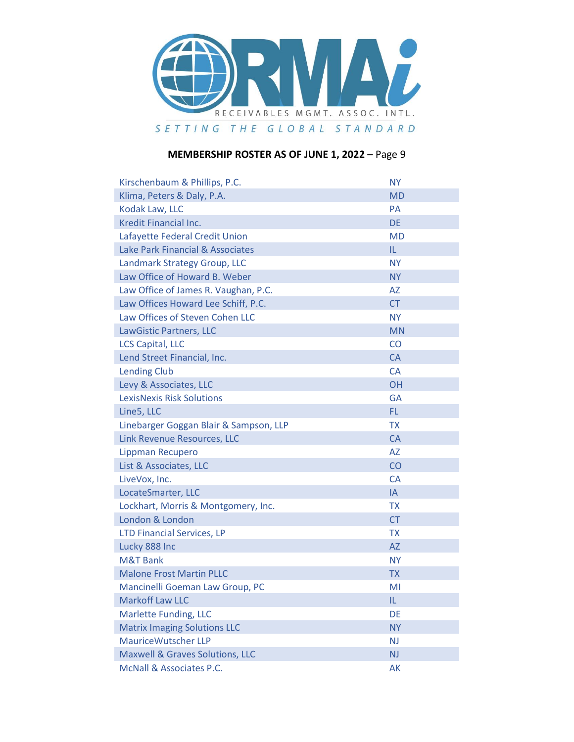RECEIVABLES MGMT. ASSOC. INTL.

SETTING THE GLOBAL STANDARD

**MEMBERSHIP ROSTER AS OF JUNE 1, 2022** – Page 9

| | |
|---|---|
| Kirschenbaum & Phillips, P.C. | NY |
| Klima, Peters & Daly, P.A. | MD |
| Kodak Law, LLC | PA |
| Kredit Financial Inc. | DE |
| Lafayette Federal Credit Union | MD |
| Lake Park Financial & Associates | IL |
| Landmark Strategy Group, LLC | NY |
| Law Office of Howard B. Weber | NY |
| Law Office of James R. Vaughan, P.C. | AZ |
| Law Offices Howard Lee Schiff, P.C. | CT |
| Law Offices of Steven Cohen LLC | NY |
| LawGistic Partners, LLC | MN |
| LCS Capital, LLC | CO |
| Lend Street Financial, Inc. | CA |
| Lending Club | CA |
| Levy & Associates, LLC | OH |
| LexisNexis Risk Solutions | GA |
| Line5, LLC | FL |
| Linebarger Goggan Blair & Sampson, LLP | TX |
| Link Revenue Resources, LLC | CA |
| Lippman Recupero | AZ |
| List & Associates, LLC | CO |
| LiveVox, Inc. | CA |
| LocateSmarter, LLC | IA |
| Lockhart, Morris & Montgomery, Inc. | TX |
| London & London | CT |
| LTD Financial Services, LP | TX |
| Lucky 888 Inc | AZ |
| M&T Bank | NY |
| Malone Frost Martin PLLC | TX |
| Mancinelli Goeman Law Group, PC | MI |
| Markoff Law LLC | IL |
| Marlette Funding, LLC | DE |
| Matrix Imaging Solutions LLC | NY |
| MauriceWutscher LLP | NJ |
| Maxwell & Graves Solutions, LLC | NJ |
| McNall & Associates P.C. | AK |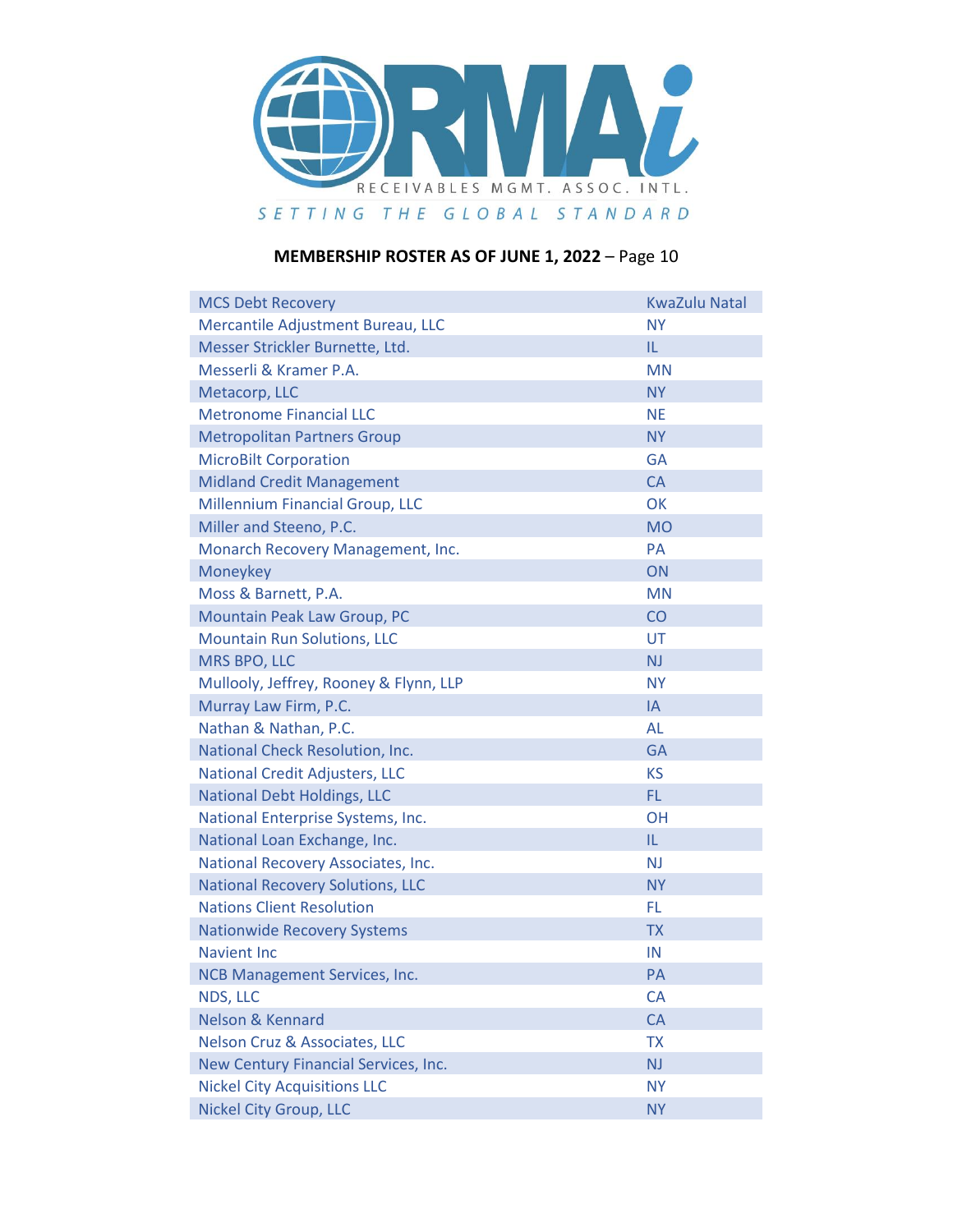RECEIVABLES MGMT. ASSOC. INTL.

SETTING THE GLOBAL STANDARD

**MEMBERSHIP ROSTER AS OF JUNE 1, 2022** – Page 10

| | |
|---|---|
| MCS Debt Recovery | KwaZulu Natal |
| Mercantile Adjustment Bureau, LLC | NY |
| Messer Strickler Burnette, Ltd. | IL |
| Messerli & Kramer P.A. | MN |
| Metacorp, LLC | NY |
| Metronome Financial LLC | NE |
| Metropolitan Partners Group | NY |
| MicroBilt Corporation | GA |
| Midland Credit Management | CA |
| Millennium Financial Group, LLC | OK |
| Miller and Steeno, P.C. | MO |
| Monarch Recovery Management, Inc. | PA |
| Moneykey | ON |
| Moss & Barnett, P.A. | MN |
| Mountain Peak Law Group, PC | CO |
| Mountain Run Solutions, LLC | UT |
| MRS BPO, LLC | NJ |
| Mullooly, Jeffrey, Rooney & Flynn, LLP | NY |
| Murray Law Firm, P.C. | IA |
| Nathan & Nathan, P.C. | AL |
| National Check Resolution, Inc. | GA |
| National Credit Adjusters, LLC | KS |
| National Debt Holdings, LLC | FL |
| National Enterprise Systems, Inc. | OH |
| National Loan Exchange, Inc. | IL |
| National Recovery Associates, Inc. | NJ |
| National Recovery Solutions, LLC | NY |
| Nations Client Resolution | FL |
| Nationwide Recovery Systems | TX |
| Navient Inc | IN |
| NCB Management Services, Inc. | PA |
| NDS, LLC | CA |
| Nelson & Kennard | CA |
| Nelson Cruz & Associates, LLC | TX |
| New Century Financial Services, Inc. | NJ |
| Nickel City Acquisitions LLC | NY |
| Nickel City Group, LLC | NY |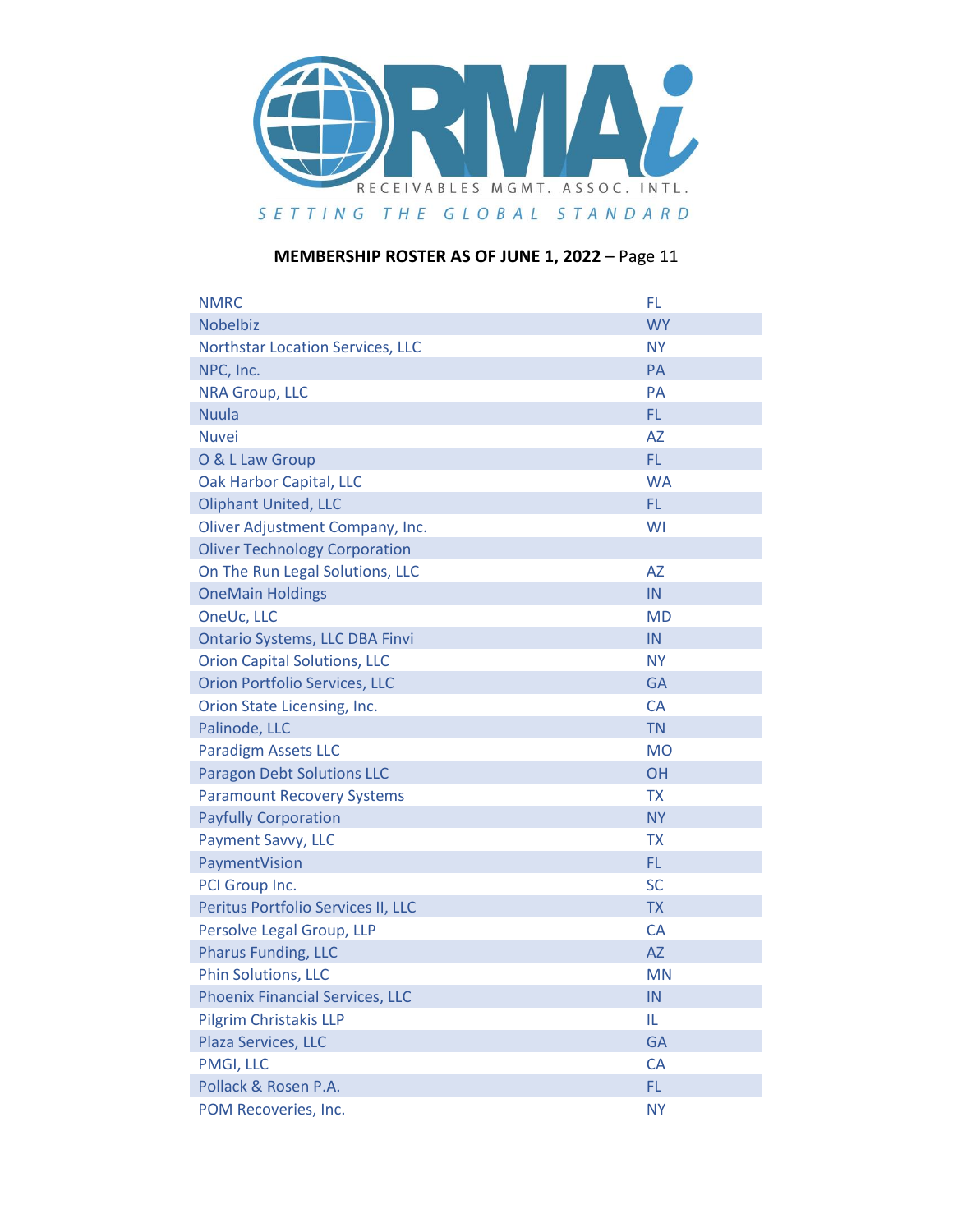**MEMBERSHIP ROSTER AS OF JUNE 1, 2022** – Page 11

| | |
|---|---|
| NMRC | FL |
| Nobelbiz | WY |
| Northstar Location Services, LLC | NY |
| NPC, Inc. | PA |
| NRA Group, LLC | PA |
| Nuula | FL |
| Nuvei | AZ |
| O & L Law Group | FL |
| Oak Harbor Capital, LLC | WA |
| Oliphant United, LLC | FL |
| Oliver Adjustment Company, Inc. | WI |
| Oliver Technology Corporation | |
| On The Run Legal Solutions, LLC | AZ |
| OneMain Holdings | IN |
| OneUc, LLC | MD |
| Ontario Systems, LLC DBA Finvi | IN |
| Orion Capital Solutions, LLC | NY |
| Orion Portfolio Services, LLC | GA |
| Orion State Licensing, Inc. | CA |
| Palinode, LLC | TN |
| Paradigm Assets LLC | MO |
| Paragon Debt Solutions LLC | OH |
| Paramount Recovery Systems | TX |
| Payfully Corporation | NY |
| Payment Savvy, LLC | TX |
| PaymentVision | FL |
| PCI Group Inc. | SC |
| Peritus Portfolio Services II, LLC | TX |
| Persolve Legal Group, LLP | CA |
| Pharus Funding, LLC | AZ |
| Phin Solutions, LLC | MN |
| Phoenix Financial Services, LLC | IN |
| Pilgrim Christakis LLP | IL |
| Plaza Services, LLC | GA |
| PMGI, LLC | CA |
| Pollack & Rosen P.A. | FL |
| POM Recoveries, Inc. | NY |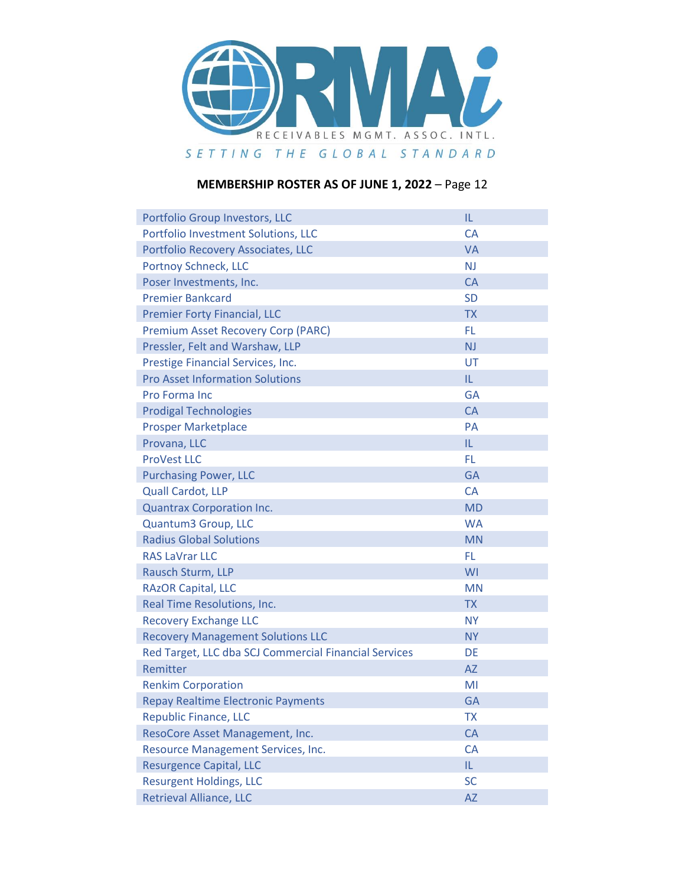**MEMBERSHIP ROSTER AS OF JUNE 1, 2022** – Page 12

| Company | State |
|---|---|
| Portfolio Group Investors, LLC | IL |
| Portfolio Investment Solutions, LLC | CA |
| Portfolio Recovery Associates, LLC | VA |
| Portnoy Schneck, LLC | NJ |
| Poser Investments, Inc. | CA |
| Premier Bankcard | SD |
| Premier Forty Financial, LLC | TX |
| Premium Asset Recovery Corp (PARC) | FL |
| Pressler, Felt and Warshaw, LLP | NJ |
| Prestige Financial Services, Inc. | UT |
| Pro Asset Information Solutions | IL |
| Pro Forma Inc | GA |
| Prodigal Technologies | CA |
| Prosper Marketplace | PA |
| Provana, LLC | IL |
| ProVest LLC | FL |
| Purchasing Power, LLC | GA |
| Quall Cardot, LLP | CA |
| Quantrax Corporation Inc. | MD |
| Quantum3 Group, LLC | WA |
| Radius Global Solutions | MN |
| RAS LaVrar LLC | FL |
| Rausch Sturm, LLP | WI |
| RAzOR Capital, LLC | MN |
| Real Time Resolutions, Inc. | TX |
| Recovery Exchange LLC | NY |
| Recovery Management Solutions LLC | NY |
| Red Target, LLC dba SCJ Commercial Financial Services | DE |
| Remitter | AZ |
| Renkim Corporation | MI |
| Repay Realtime Electronic Payments | GA |
| Republic Finance, LLC | TX |
| ResoCore Asset Management, Inc. | CA |
| Resource Management Services, Inc. | CA |
| Resurgence Capital, LLC | IL |
| Resurgent Holdings, LLC | SC |
| Retrieval Alliance, LLC | AZ |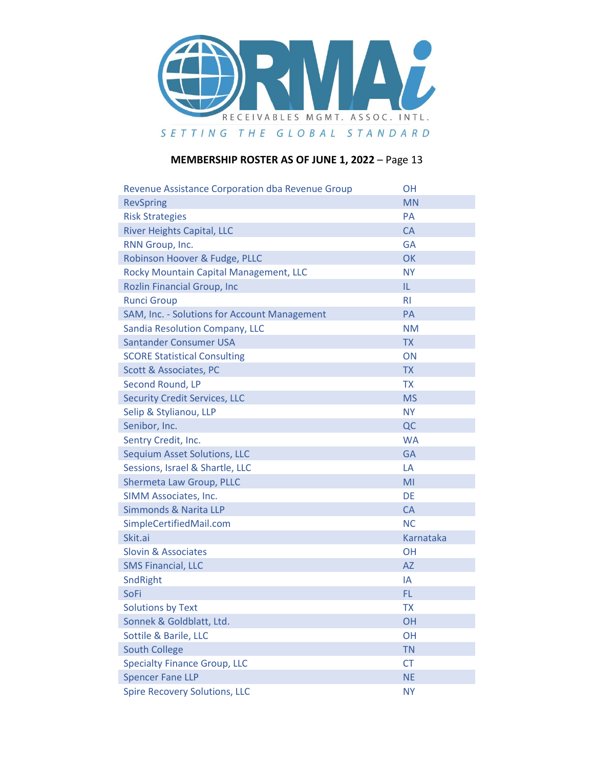**MEMBERSHIP ROSTER AS OF JUNE 1, 2022** – Page 13

| | |
|---|---|
| Revenue Assistance Corporation dba Revenue Group | OH |
| RevSpring | MN |
| Risk Strategies | PA |
| River Heights Capital, LLC | CA |
| RNN Group, Inc. | GA |
| Robinson Hoover & Fudge, PLLC | OK |
| Rocky Mountain Capital Management, LLC | NY |
| Rozlin Financial Group, Inc | IL |
| Runci Group | RI |
| SAM, Inc. - Solutions for Account Management | PA |
| Sandia Resolution Company, LLC | NM |
| Santander Consumer USA | TX |
| SCORE Statistical Consulting | ON |
| Scott & Associates, PC | TX |
| Second Round, LP | TX |
| Security Credit Services, LLC | MS |
| Selip & Stylianou, LLP | NY |
| Senibor, Inc. | QC |
| Sentry Credit, Inc. | WA |
| Sequium Asset Solutions, LLC | GA |
| Sessions, Israel & Shartle, LLC | LA |
| Shermeta Law Group, PLLC | MI |
| SIMM Associates, Inc. | DE |
| Simmonds & Narita LLP | CA |
| SimpleCertifiedMail.com | NC |
| Skit.ai | Karnataka |
| Slovin & Associates | OH |
| SMS Financial, LLC | AZ |
| SndRight | IA |
| SoFi | FL |
| Solutions by Text | TX |
| Sonnek & Goldblatt, Ltd. | OH |
| Sottile & Barile, LLC | OH |
| South College | TN |
| Specialty Finance Group, LLC | CT |
| Spencer Fane LLP | NE |
| Spire Recovery Solutions, LLC | NY |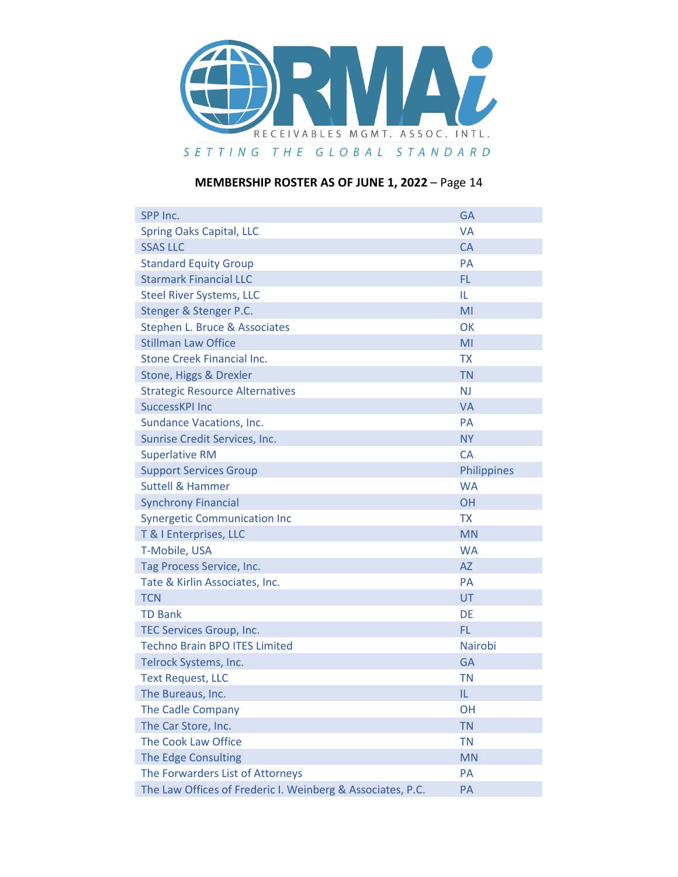**MEMBERSHIP ROSTER AS OF JUNE 1, 2022** – Page 14

| | |
|---|---|
| SPP Inc. | GA |
| Spring Oaks Capital, LLC | VA |
| SSAS LLC | CA |
| Standard Equity Group | PA |
| Starmark Financial LLC | FL |
| Steel River Systems, LLC | IL |
| Stenger & Stenger P.C. | MI |
| Stephen L. Bruce & Associates | OK |
| Stillman Law Office | MI |
| Stone Creek Financial Inc. | TX |
| Stone, Higgs & Drexler | TN |
| Strategic Resource Alternatives | NJ |
| SuccessKPI Inc | VA |
| Sundance Vacations, Inc. | PA |
| Sunrise Credit Services, Inc. | NY |
| Superlative RM | CA |
| Support Services Group | Philippines |
| Suttell & Hammer | WA |
| Synchrony Financial | OH |
| Synergetic Communication Inc | TX |
| T & I Enterprises, LLC | MN |
| T-Mobile, USA | WA |
| Tag Process Service, Inc. | AZ |
| Tate & Kirlin Associates, Inc. | PA |
| TCN | UT |
| TD Bank | DE |
| TEC Services Group, Inc. | FL |
| Techno Brain BPO ITES Limited | Nairobi |
| Telrock Systems, Inc. | GA |
| Text Request, LLC | TN |
| The Bureaus, Inc. | IL |
| The Cadle Company | OH |
| The Car Store, Inc. | TN |
| The Cook Law Office | TN |
| The Edge Consulting | MN |
| The Forwarders List of Attorneys | PA |
| The Law Offices of Frederic I. Weinberg & Associates, P.C. | PA |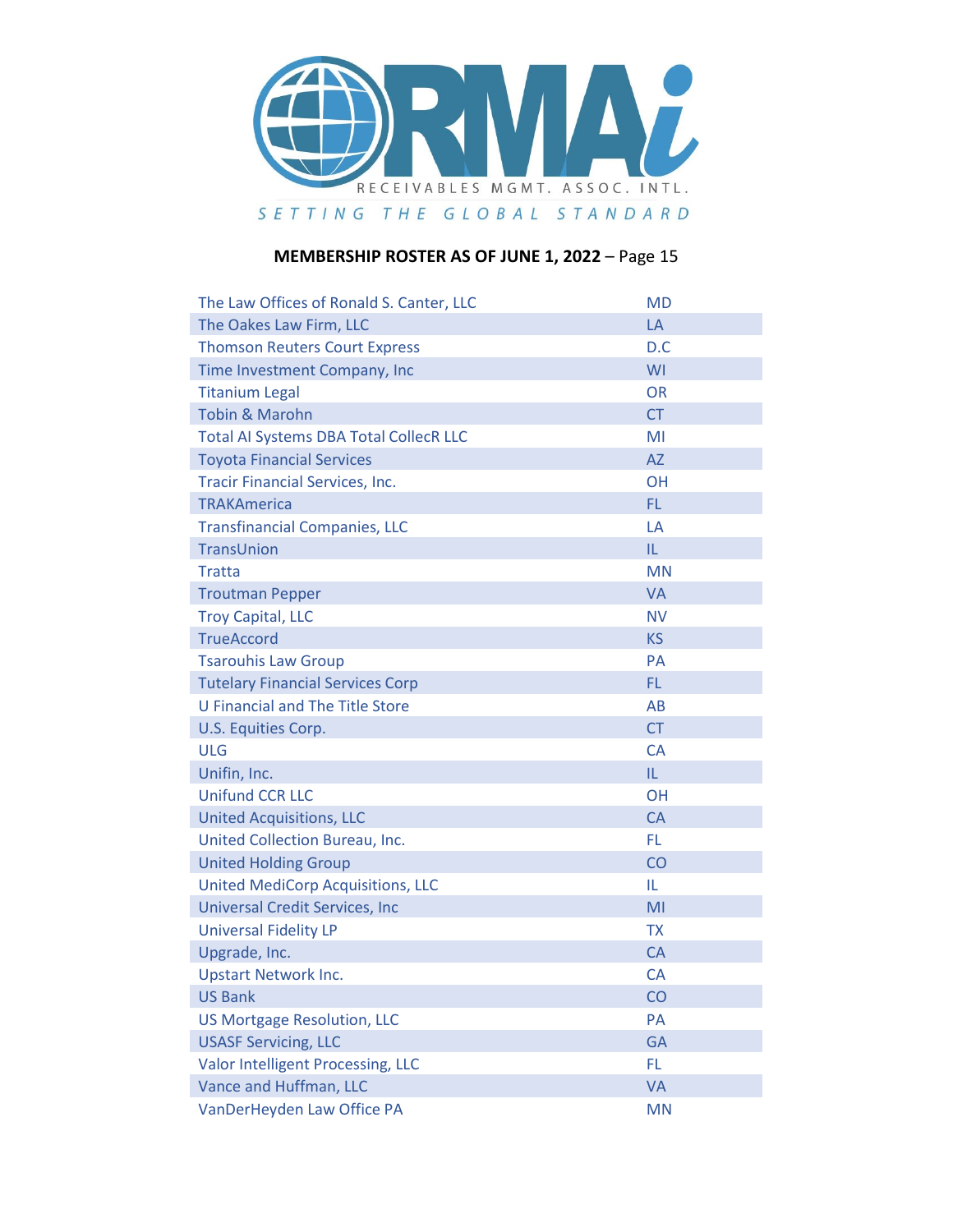RECEIVABLES MGMT. ASSOC. INTL.

SETTING THE GLOBAL STANDARD

**MEMBERSHIP ROSTER AS OF JUNE 1, 2022** – Page 15

| | |
|---|---|
| The Law Offices of Ronald S. Canter, LLC | MD |
| The Oakes Law Firm, LLC | LA |
| Thomson Reuters Court Express | D.C |
| Time Investment Company, Inc | WI |
| Titanium Legal | OR |
| Tobin & Marohn | CT |
| Total AI Systems DBA Total CollecR LLC | MI |
| Toyota Financial Services | AZ |
| Tracir Financial Services, Inc. | OH |
| TRAKAmerica | FL |
| Transfinancial Companies, LLC | LA |
| TransUnion | IL |
| Tratta | MN |
| Troutman Pepper | VA |
| Troy Capital, LLC | NV |
| TrueAccord | KS |
| Tsarouhis Law Group | PA |
| Tutelary Financial Services Corp | FL |
| U Financial and The Title Store | AB |
| U.S. Equities Corp. | CT |
| ULG | CA |
| Unifin, Inc. | IL |
| Unifund CCR LLC | OH |
| United Acquisitions, LLC | CA |
| United Collection Bureau, Inc. | FL |
| United Holding Group | CO |
| United MediCorp Acquisitions, LLC | IL |
| Universal Credit Services, Inc | MI |
| Universal Fidelity LP | TX |
| Upgrade, Inc. | CA |
| Upstart Network Inc. | CA |
| US Bank | CO |
| US Mortgage Resolution, LLC | PA |
| USASF Servicing, LLC | GA |
| Valor Intelligent Processing, LLC | FL |
| Vance and Huffman, LLC | VA |
| VanDerHeyden Law Office PA | MN |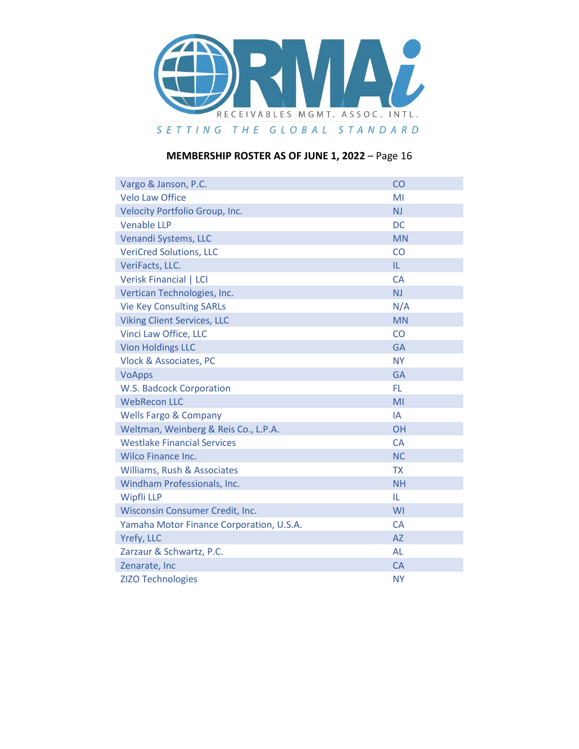RECEIVABLES MGMT. ASSOC. INTL.

SETTING THE GLOBAL STANDARD

**MEMBERSHIP ROSTER AS OF JUNE 1, 2022** – Page 16

| | |
|---|---|
| Vargo & Janson, P.C. | CO |
| Velo Law Office | MI |
| Velocity Portfolio Group, Inc. | NJ |
| Venable LLP | DC |
| Venandi Systems, LLC | MN |
| VeriCred Solutions, LLC | CO |
| VeriFacts, LLC. | IL |
| Verisk Financial \| LCI | CA |
| Vertican Technologies, Inc. | NJ |
| Vie Key Consulting SARLs | N/A |
| Viking Client Services, LLC | MN |
| Vinci Law Office, LLC | CO |
| Vion Holdings LLC | GA |
| Vlock & Associates, PC | NY |
| VoApps | GA |
| W.S. Badcock Corporation | FL |
| WebRecon LLC | MI |
| Wells Fargo & Company | IA |
| Weltman, Weinberg & Reis Co., L.P.A. | OH |
| Westlake Financial Services | CA |
| Wilco Finance Inc. | NC |
| Williams, Rush & Associates | TX |
| Windham Professionals, Inc. | NH |
| Wipfli LLP | IL |
| Wisconsin Consumer Credit, Inc. | WI |
| Yamaha Motor Finance Corporation, U.S.A. | CA |
| Yrefy, LLC | AZ |
| Zarzaur & Schwartz, P.C. | AL |
| Zenarate, Inc | CA |
| ZIZO Technologies | NY |